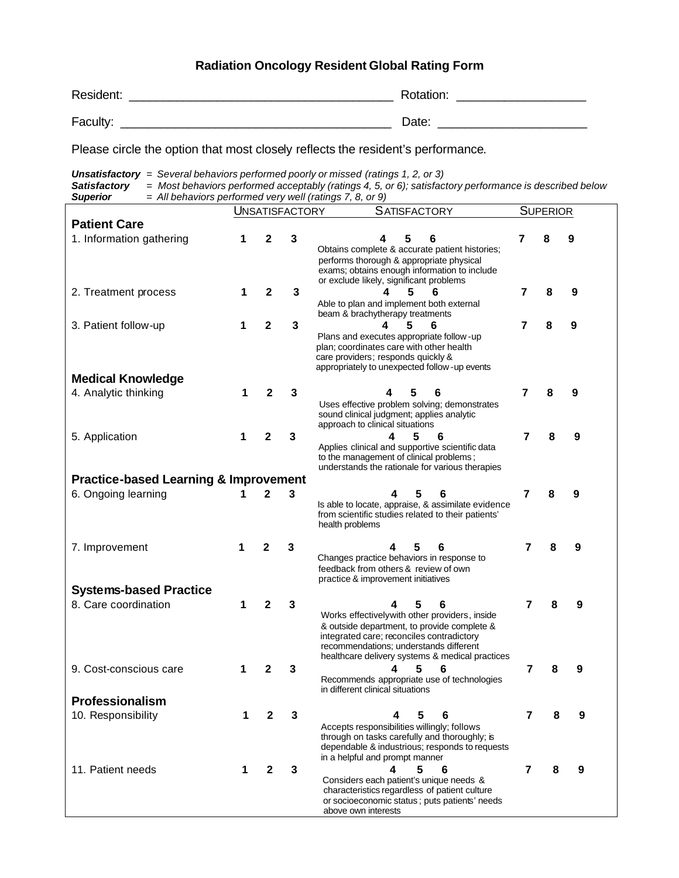# Radiation Oncology Resident Global Rating Form

Resident: ______________________________________ Rotation: __________________

Faculty: _______________________________________ Date: _____________________

Please circle the option that most closely reflects the resident's performance.

***Unsatisfactory*** *= Several behaviors performed poorly or missed (ratings 1, 2, or 3)*
***Satisfactory*** *= Most behaviors performed acceptably (ratings 4, 5, or 6); satisfactory performance is described below*
***Superior*** *= All behaviors performed very well (ratings 7, 8, or 9)*

| | UNSATISFACTORY | SATISFACTORY | SUPERIOR |
|---|---|---|---|
| **Patient Care** | | | |
| 1. Information gathering | 1 2 3 | 4 5 6<br>Obtains complete & accurate patient histories; performs thorough & appropriate physical exams; obtains enough information to include or exclude likely, significant problems | 7 8 9 |
| 2. Treatment process | 1 2 3 | 4 5 6<br>Able to plan and implement both external beam & brachytherapy treatments | 7 8 9 |
| 3. Patient follow-up | 1 2 3 | 4 5 6<br>Plans and executes appropriate follow-up plan; coordinates care with other health care providers; responds quickly & appropriately to unexpected follow-up events | 7 8 9 |
| **Medical Knowledge** | | | |
| 4. Analytic thinking | 1 2 3 | 4 5 6<br>Uses effective problem solving; demonstrates sound clinical judgment; applies analytic approach to clinical situations | 7 8 9 |
| 5. Application | 1 2 3 | 4 5 6<br>Applies clinical and supportive scientific data to the management of clinical problems; understands the rationale for various therapies | 7 8 9 |
| **Practice-based Learning & Improvement** | | | |
| 6. Ongoing learning | 1 2 3 | 4 5 6<br>Is able to locate, appraise, & assimilate evidence from scientific studies related to their patients' health problems | 7 8 9 |
| 7. Improvement | 1 2 3 | 4 5 6<br>Changes practice behaviors in response to feedback from others & review of own practice & improvement initiatives | 7 8 9 |
| **Systems-based Practice** | | | |
| 8. Care coordination | 1 2 3 | 4 5 6<br>Works effectivelywith other providers, inside & outside department, to provide complete & integrated care; reconciles contradictory recommendations; understands different healthcare delivery systems & medical practices | 7 8 9 |
| 9. Cost-conscious care | 1 2 3 | 4 5 6<br>Recommends appropriate use of technologies in different clinical situations | 7 8 9 |
| **Professionalism** | | | |
| 10. Responsibility | 1 2 3 | 4 5 6<br>Accepts responsibilities willingly; follows through on tasks carefully and thoroughly; is dependable & industrious; responds to requests in a helpful and prompt manner | 7 8 9 |
| 11. Patient needs | 1 2 3 | 4 5 6<br>Considers each patient's unique needs & characteristics regardless of patient culture or socioeconomic status; puts patients' needs above own interests | 7 8 9 |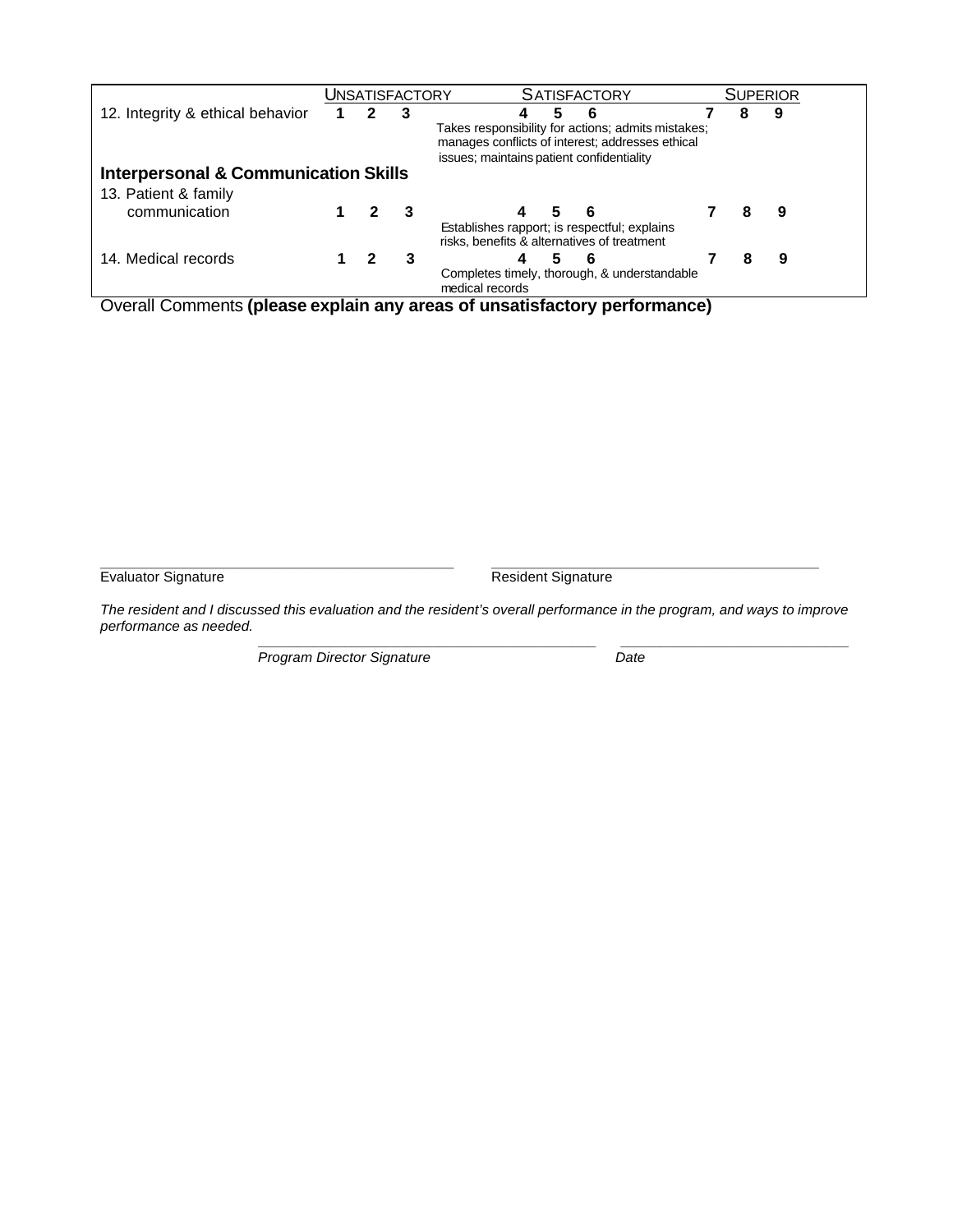| | UNSATISFACTORY | | | SATISFACTORY | | | SUPERIOR | | |
|---|---|---|---|---|---|---|---|---|---|
| 12. Integrity & ethical behavior | 1 | 2 | 3 | 4 | 5 | 6 | 7 | 8 | 9 |
| | | | | Takes responsibility for actions; admits mistakes; manages conflicts of interest; addresses ethical issues; maintains patient confidentiality | | | | | |
| **Interpersonal & Communication Skills** | | | | | | | | | |
| 13. Patient & family communication | 1 | 2 | 3 | 4 | 5 | 6 | 7 | 8 | 9 |
| | | | | Establishes rapport; is respectful; explains risks, benefits & alternatives of treatment | | | | | |
| 14. Medical records | 1 | 2 | 3 | 4 | 5 | 6 | 7 | 8 | 9 |
| | | | | Completes timely, thorough, & understandable medical records | | | | | |

Overall Comments **(please explain any areas of unsatisfactory performance)**

\_\_\_\_\_\_\_\_\_\_\_\_\_\_\_\_\_\_\_\_\_\_\_\_\_\_\_\_\_\_\_\_\_\_\_\_\_\_\_\_
Evaluator Signature

\_\_\_\_\_\_\_\_\_\_\_\_\_\_\_\_\_\_\_\_\_\_\_\_\_\_\_\_\_\_\_\_\_\_\_\_\_\_\_\_
Resident Signature

*The resident and I discussed this evaluation and the resident's overall performance in the program, and ways to improve performance as needed.*

\_\_\_\_\_\_\_\_\_\_\_\_\_\_\_\_\_\_\_\_\_\_\_\_\_\_\_\_\_\_\_\_\_\_\_\_\_\_\_\_
*Program Director Signature*

\_\_\_\_\_\_\_\_\_\_\_\_\_\_\_\_\_\_\_\_\_\_\_\_\_\_\_\_
*Date*